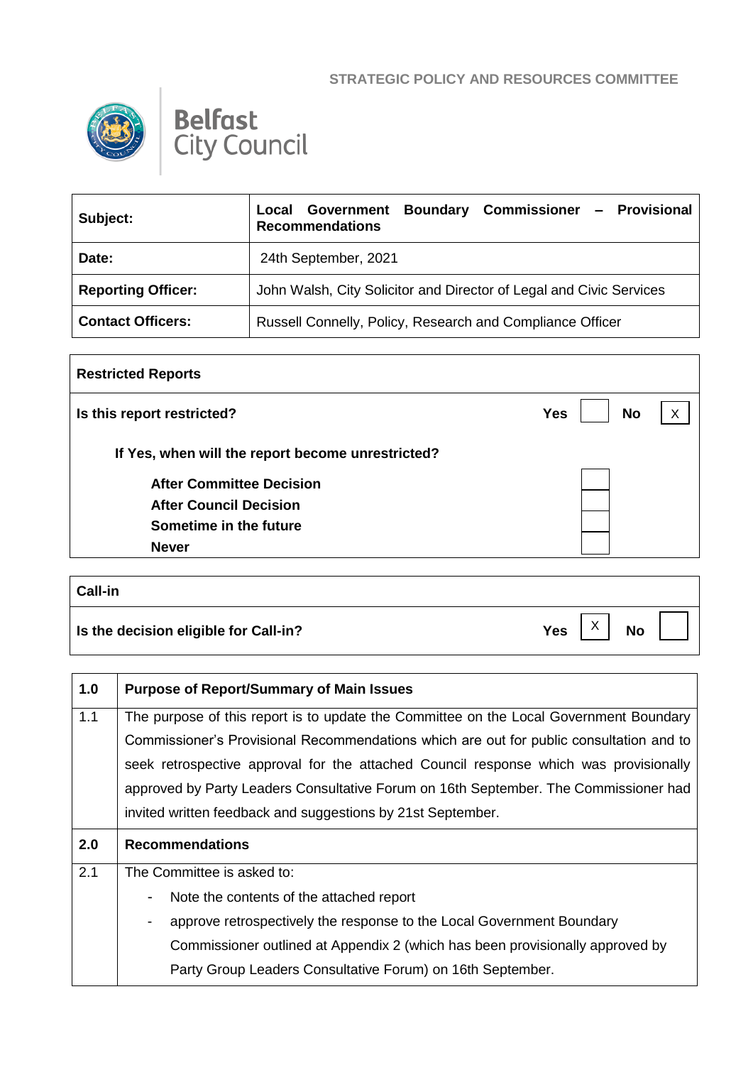**STRATEGIC POLICY AND RESOURCES COMMITTEE**

**Belfast City Council**

| **Subject:** | **Local Government Boundary Commissioner – Provisional Recommendations** |
|---|---|
| **Date:** | 24th September, 2021 |
| **Reporting Officer:** | John Walsh, City Solicitor and Director of Legal and Civic Services |
| **Contact Officers:** | Russell Connelly, Policy, Research and Compliance Officer |

| **Restricted Reports** | | | | |
|---|---|---|---|---|
| **Is this report restricted?** | **Yes** | | **No** | X |
| **If Yes, when will the report become unrestricted?** | | | | |
| **After Committee Decision** | | | | |
| **After Council Decision** | | | | |
| **Sometime in the future** | | | | |
| **Never** | | | | |

| **Call-in** | | | | |
|---|---|---|---|---|
| **Is the decision eligible for Call-in?** | **Yes** | X | **No** | |

| **1.0** | **Purpose of Report/Summary of Main Issues** |
|---|---|
| 1.1 | The purpose of this report is to update the Committee on the Local Government Boundary Commissioner's Provisional Recommendations which are out for public consultation and to seek retrospective approval for the attached Council response which was provisionally approved by Party Leaders Consultative Forum on 16th September. The Commissioner had invited written feedback and suggestions by 21st September. |
| **2.0** | **Recommendations** |
| 2.1 | The Committee is asked to:<br>- Note the contents of the attached report<br>- approve retrospectively the response to the Local Government Boundary Commissioner outlined at Appendix 2 (which has been provisionally approved by Party Group Leaders Consultative Forum) on 16th September. |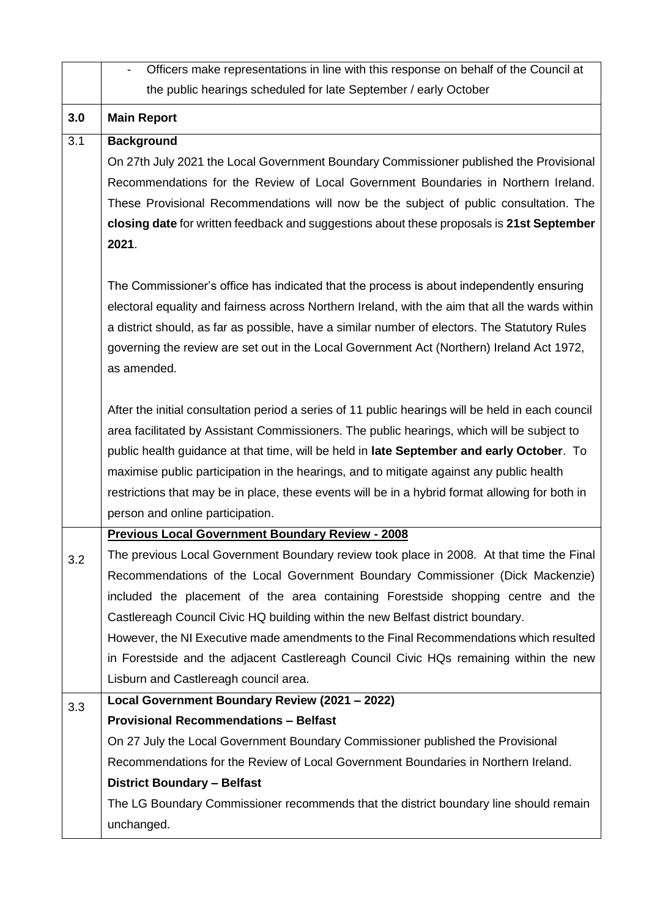- Officers make representations in line with this response on behalf of the Council at the public hearings scheduled for late September / early October

| | |
|---|---|
| **3.0** | **Main Report** |
| 3.1 | **Background**<br>On 27th July 2021 the Local Government Boundary Commissioner published the Provisional Recommendations for the Review of Local Government Boundaries in Northern Ireland. These Provisional Recommendations will now be the subject of public consultation. The **closing date** for written feedback and suggestions about these proposals is **21st September 2021**.<br><br>The Commissioner's office has indicated that the process is about independently ensuring electoral equality and fairness across Northern Ireland, with the aim that all the wards within a district should, as far as possible, have a similar number of electors. The Statutory Rules governing the review are set out in the Local Government Act (Northern) Ireland Act 1972, as amended.<br><br>After the initial consultation period a series of 11 public hearings will be held in each council area facilitated by Assistant Commissioners. The public hearings, which will be subject to public health guidance at that time, will be held in **late September and early October**. To maximise public participation in the hearings, and to mitigate against any public health restrictions that may be in place, these events will be in a hybrid format allowing for both in person and online participation. |
| 3.2 | **Previous Local Government Boundary Review - 2008**<br>The previous Local Government Boundary review took place in 2008. At that time the Final Recommendations of the Local Government Boundary Commissioner (Dick Mackenzie) included the placement of the area containing Forestside shopping centre and the Castlereagh Council Civic HQ building within the new Belfast district boundary.<br>However, the NI Executive made amendments to the Final Recommendations which resulted in Forestside and the adjacent Castlereagh Council Civic HQs remaining within the new Lisburn and Castlereagh council area. |
| 3.3 | **Local Government Boundary Review (2021 – 2022)**<br>**Provisional Recommendations – Belfast**<br>On 27 July the Local Government Boundary Commissioner published the Provisional Recommendations for the Review of Local Government Boundaries in Northern Ireland.<br>**District Boundary – Belfast**<br>The LG Boundary Commissioner recommends that the district boundary line should remain unchanged. |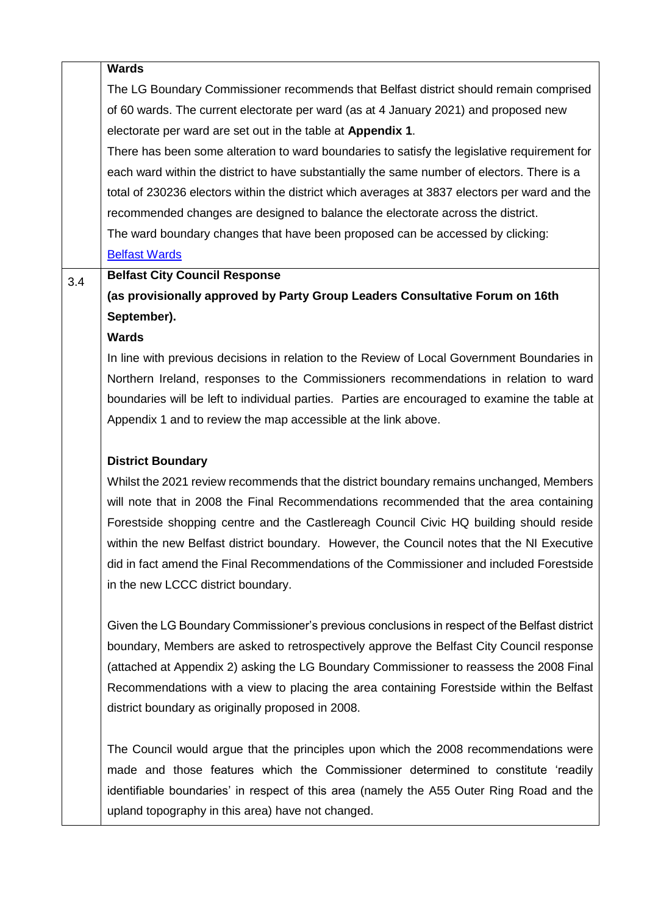**Wards**

The LG Boundary Commissioner recommends that Belfast district should remain comprised of 60 wards. The current electorate per ward (as at 4 January 2021) and proposed new electorate per ward are set out in the table at **Appendix 1**.

There has been some alteration to ward boundaries to satisfy the legislative requirement for each ward within the district to have substantially the same number of electors. There is a total of 230236 electors within the district which averages at 3837 electors per ward and the recommended changes are designed to balance the electorate across the district.

The ward boundary changes that have been proposed can be accessed by clicking:

Belfast Wards

3.4

**Belfast City Council Response**

**(as provisionally approved by Party Group Leaders Consultative Forum on 16th September).**

**Wards**

In line with previous decisions in relation to the Review of Local Government Boundaries in Northern Ireland, responses to the Commissioners recommendations in relation to ward boundaries will be left to individual parties. Parties are encouraged to examine the table at Appendix 1 and to review the map accessible at the link above.

**District Boundary**

Whilst the 2021 review recommends that the district boundary remains unchanged, Members will note that in 2008 the Final Recommendations recommended that the area containing Forestside shopping centre and the Castlereagh Council Civic HQ building should reside within the new Belfast district boundary. However, the Council notes that the NI Executive did in fact amend the Final Recommendations of the Commissioner and included Forestside in the new LCCC district boundary.

Given the LG Boundary Commissioner's previous conclusions in respect of the Belfast district boundary, Members are asked to retrospectively approve the Belfast City Council response (attached at Appendix 2) asking the LG Boundary Commissioner to reassess the 2008 Final Recommendations with a view to placing the area containing Forestside within the Belfast district boundary as originally proposed in 2008.

The Council would argue that the principles upon which the 2008 recommendations were made and those features which the Commissioner determined to constitute 'readily identifiable boundaries' in respect of this area (namely the A55 Outer Ring Road and the upland topography in this area) have not changed.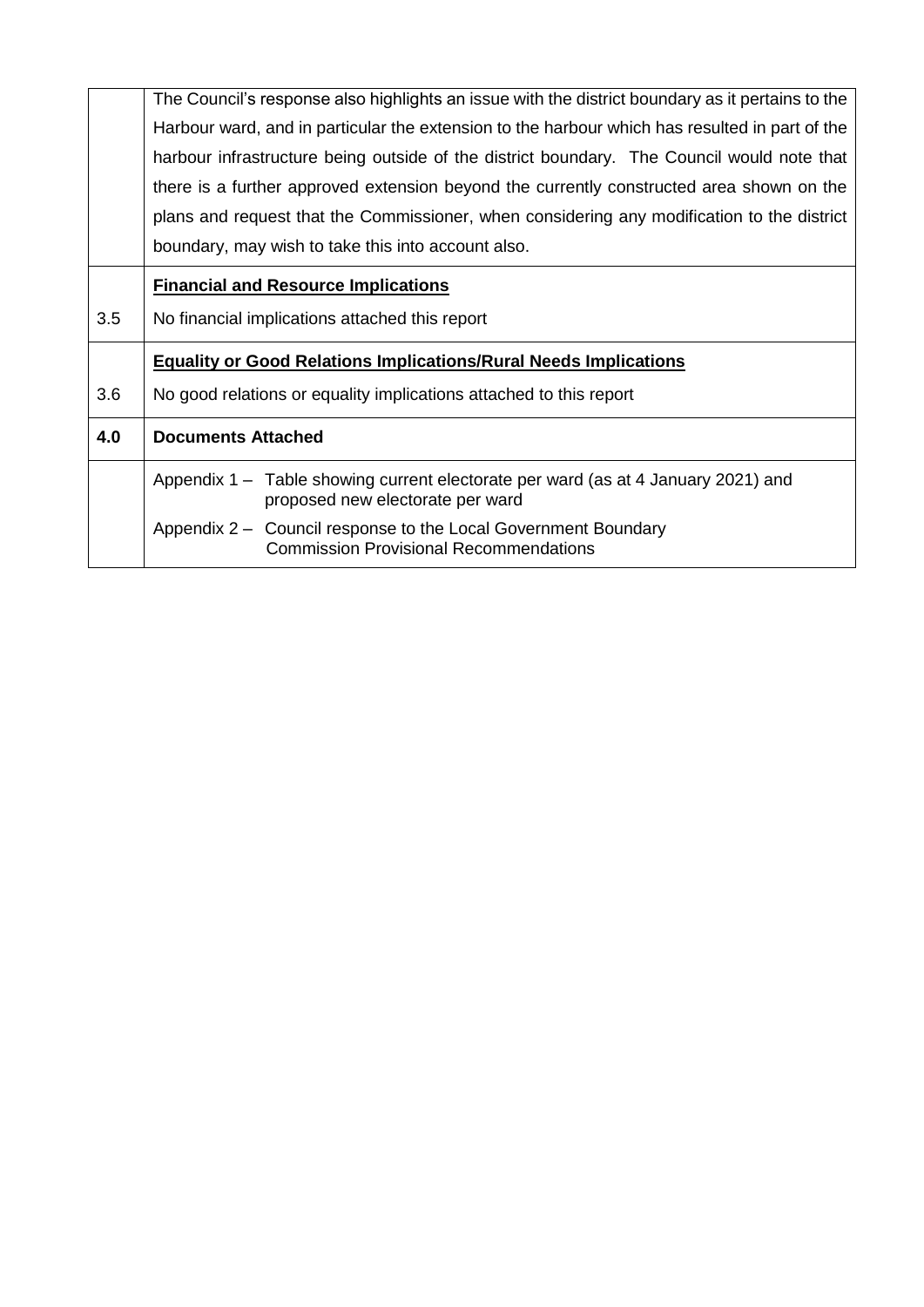| | |
|---|---|
| | The Council's response also highlights an issue with the district boundary as it pertains to the Harbour ward, and in particular the extension to the harbour which has resulted in part of the harbour infrastructure being outside of the district boundary. The Council would note that there is a further approved extension beyond the currently constructed area shown on the plans and request that the Commissioner, when considering any modification to the district boundary, may wish to take this into account also. |
| 3.5 | **Financial and Resource Implications**<br><br>No financial implications attached this report |
| 3.6 | **Equality or Good Relations Implications/Rural Needs Implications**<br><br>No good relations or equality implications attached to this report |
| **4.0** | **Documents Attached** |
| | Appendix 1 – Table showing current electorate per ward (as at 4 January 2021) and proposed new electorate per ward<br><br>Appendix 2 – Council response to the Local Government Boundary Commission Provisional Recommendations |